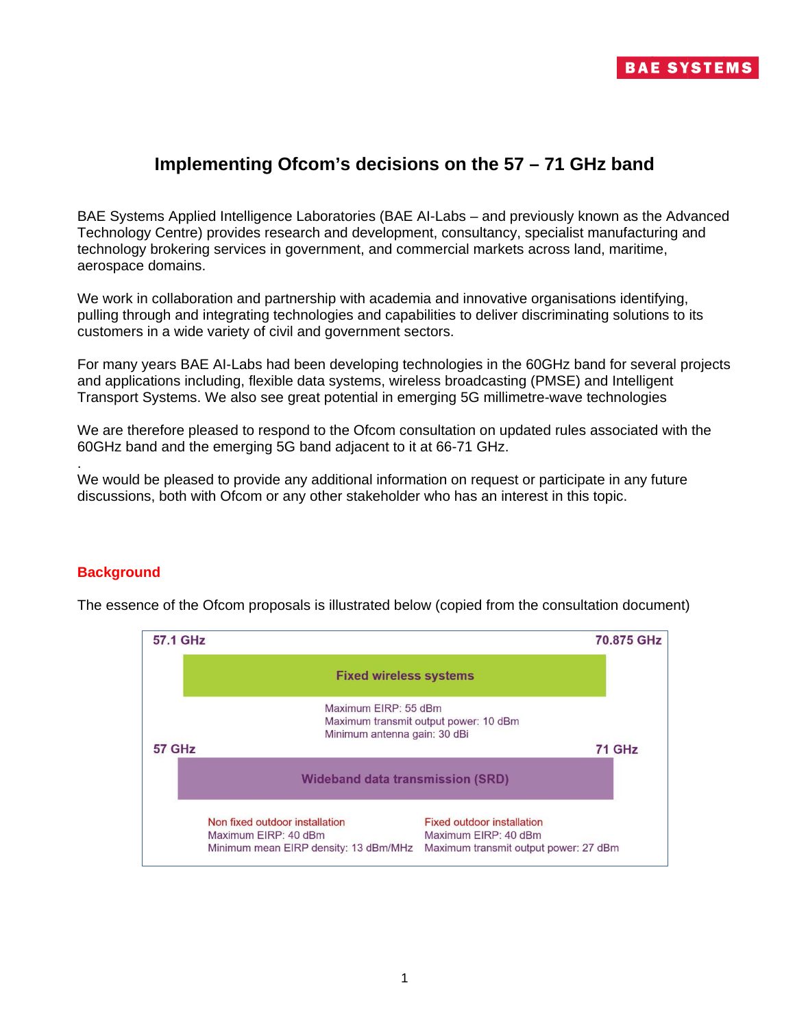# Implementing Ofcom's decisions on the 57 – 71 GHz band

BAE Systems Applied Intelligence Laboratories (BAE AI-Labs – and previously known as the Advanced Technology Centre) provides research and development, consultancy, specialist manufacturing and technology brokering services in government, and commercial markets across land, maritime, aerospace domains.

We work in collaboration and partnership with academia and innovative organisations identifying, pulling through and integrating technologies and capabilities to deliver discriminating solutions to its customers in a wide variety of civil and government sectors.

For many years BAE AI-Labs had been developing technologies in the 60GHz band for several projects and applications including, flexible data systems, wireless broadcasting (PMSE) and Intelligent Transport Systems. We also see great potential in emerging 5G millimetre-wave technologies

We are therefore pleased to respond to the Ofcom consultation on updated rules associated with the 60GHz band and the emerging 5G band adjacent to it at 66-71 GHz.

.
We would be pleased to provide any additional information on request or participate in any future discussions, both with Ofcom or any other stakeholder who has an interest in this topic.

## Background

The essence of the Ofcom proposals is illustrated below (copied from the consultation document)

57.1 GHz — 70.875 GHz

**Fixed wireless systems**

Maximum EIRP: 55 dBm
Maximum transmit output power: 10 dBm
Minimum antenna gain: 30 dBi

57 GHz — 71 GHz

**Wideband data transmission (SRD)**

| Non fixed outdoor installation | Fixed outdoor installation |
|---|---|
| Maximum EIRP: 40 dBm | Maximum EIRP: 40 dBm |
| Minimum mean EIRP density: 13 dBm/MHz | Maximum transmit output power: 27 dBm |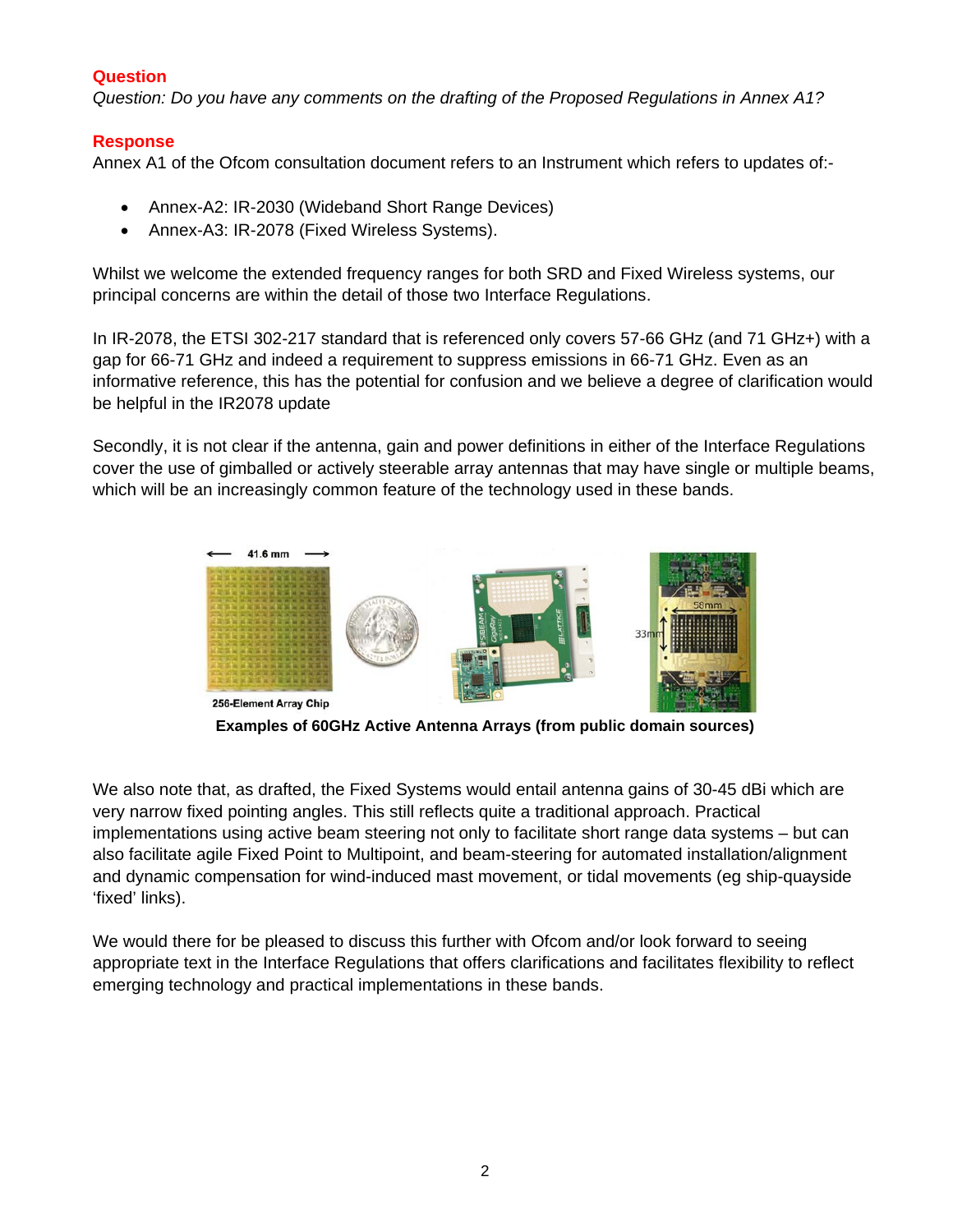**Question**

*Question: Do you have any comments on the drafting of the Proposed Regulations in Annex A1?*

**Response**

Annex A1 of the Ofcom consultation document refers to an Instrument which refers to updates of:-

- Annex-A2: IR-2030 (Wideband Short Range Devices)
- Annex-A3: IR-2078 (Fixed Wireless Systems).

Whilst we welcome the extended frequency ranges for both SRD and Fixed Wireless systems, our principal concerns are within the detail of those two Interface Regulations.

In IR-2078, the ETSI 302-217 standard that is referenced only covers 57-66 GHz (and 71 GHz+) with a gap for 66-71 GHz and indeed a requirement to suppress emissions in 66-71 GHz. Even as an informative reference, this has the potential for confusion and we believe a degree of clarification would be helpful in the IR2078 update

Secondly, it is not clear if the antenna, gain and power definitions in either of the Interface Regulations cover the use of gimballed or actively steerable array antennas that may have single or multiple beams, which will be an increasingly common feature of the technology used in these bands.

41.6 mm

256-Element Array Chip

58mm

33mm

**Examples of 60GHz Active Antenna Arrays (from public domain sources)**

We also note that, as drafted, the Fixed Systems would entail antenna gains of 30-45 dBi which are very narrow fixed pointing angles. This still reflects quite a traditional approach. Practical implementations using active beam steering not only to facilitate short range data systems – but can also facilitate agile Fixed Point to Multipoint, and beam-steering for automated installation/alignment and dynamic compensation for wind-induced mast movement, or tidal movements (eg ship-quayside 'fixed' links).

We would there for be pleased to discuss this further with Ofcom and/or look forward to seeing appropriate text in the Interface Regulations that offers clarifications and facilitates flexibility to reflect emerging technology and practical implementations in these bands.